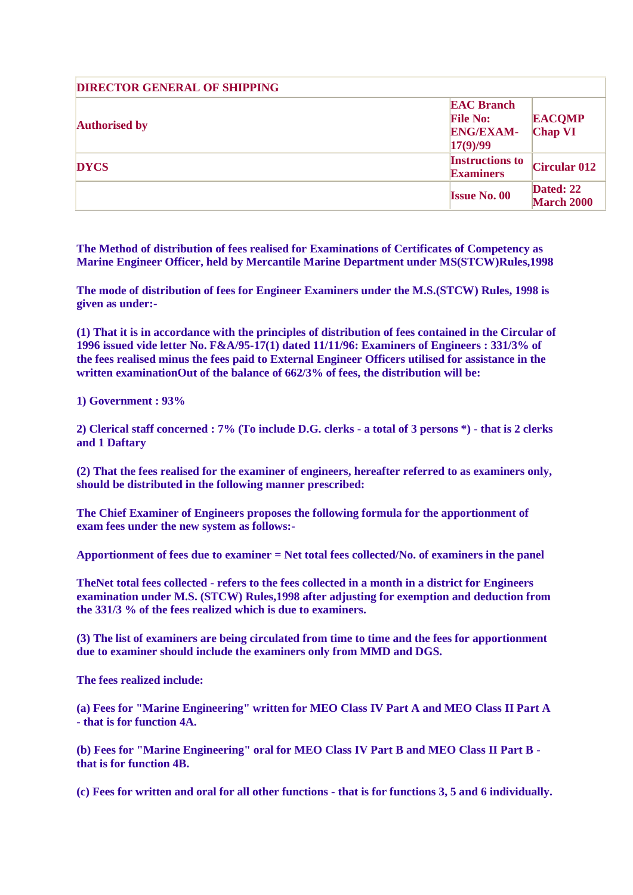| DIRECTOR GENERAL OF SHIPPING | | |
|---|---|---|
| **Authorised by** | **EAC Branch File No: ENG/EXAM-17(9)/99** | **EACQMP Chap VI** |
| **DYCS** | **Instructions to Examiners** | **Circular 012** |
| | **Issue No. 00** | **Dated: 22 March 2000** |

**The Method of distribution of fees realised for Examinations of Certificates of Competency as Marine Engineer Officer, held by Mercantile Marine Department under MS(STCW)Rules,1998**

**The mode of distribution of fees for Engineer Examiners under the M.S.(STCW) Rules, 1998 is given as under:-**

**(1) That it is in accordance with the principles of distribution of fees contained in the Circular of 1996 issued vide letter No. F&A/95-17(1) dated 11/11/96: Examiners of Engineers : 331/3% of the fees realised minus the fees paid to External Engineer Officers utilised for assistance in the written examinationOut of the balance of 662/3% of fees, the distribution will be:**

**1) Government : 93%**

**2) Clerical staff concerned : 7% (To include D.G. clerks - a total of 3 persons *) - that is 2 clerks and 1 Daftary**

**(2) That the fees realised for the examiner of engineers, hereafter referred to as examiners only, should be distributed in the following manner prescribed:**

**The Chief Examiner of Engineers proposes the following formula for the apportionment of exam fees under the new system as follows:-**

**Apportionment of fees due to examiner = Net total fees collected/No. of examiners in the panel**

**TheNet total fees collected - refers to the fees collected in a month in a district for Engineers examination under M.S. (STCW) Rules,1998 after adjusting for exemption and deduction from the 331/3 % of the fees realized which is due to examiners.**

**(3) The list of examiners are being circulated from time to time and the fees for apportionment due to examiner should include the examiners only from MMD and DGS.**

**The fees realized include:**

**(a) Fees for "Marine Engineering" written for MEO Class IV Part A and MEO Class II Part A - that is for function 4A.**

**(b) Fees for "Marine Engineering" oral for MEO Class IV Part B and MEO Class II Part B - that is for function 4B.**

**(c) Fees for written and oral for all other functions - that is for functions 3, 5 and 6 individually.**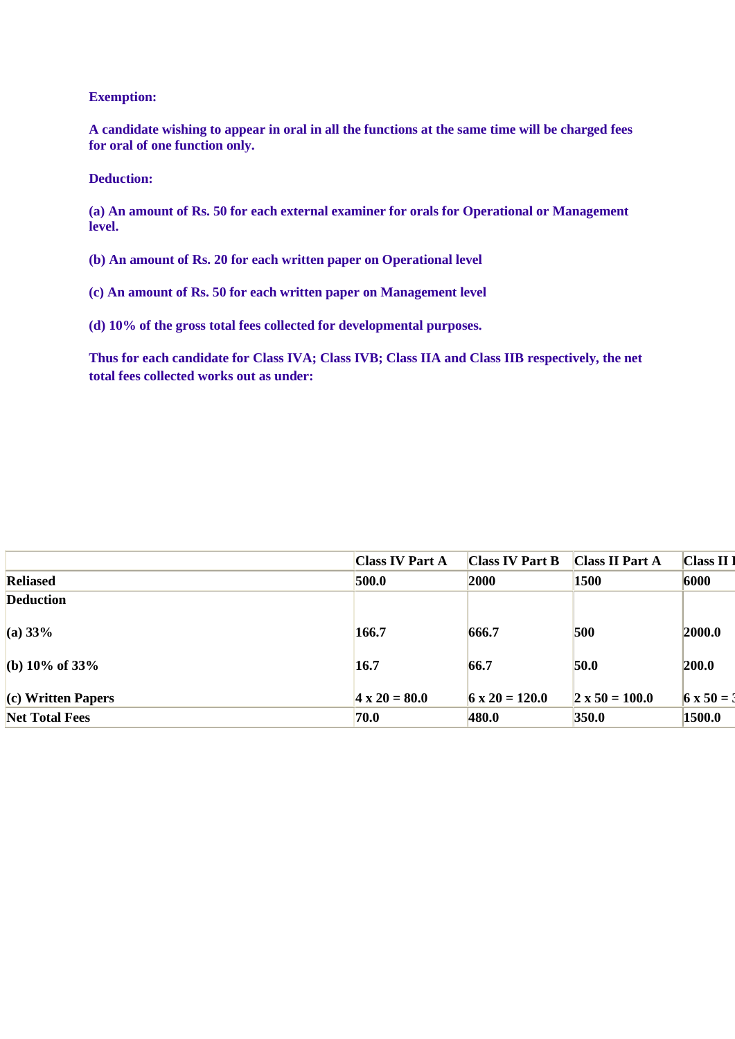**Exemption:**

**A candidate wishing to appear in oral in all the functions at the same time will be charged fees for oral of one function only.**

**Deduction:**

**(a) An amount of Rs. 50 for each external examiner for orals for Operational or Management level.**

**(b) An amount of Rs. 20 for each written paper on Operational level**

**(c) An amount of Rs. 50 for each written paper on Management level**

**(d) 10% of the gross total fees collected for developmental purposes.**

**Thus for each candidate for Class IVA; Class IVB; Class IIA and Class IIB respectively, the net total fees collected works out as under:**

| | Class IV Part A | Class IV Part B | Class II Part A | Class II I |
|---|---|---|---|---|
| Reliased | 500.0 | 2000 | 1500 | 6000 |
| Deduction<br><br>(a) 33% | <br><br>166.7 | <br><br>666.7 | <br><br>500 | <br><br>2000.0 |
| (b) 10% of 33% | 16.7 | 66.7 | 50.0 | 200.0 |
| (c) Written Papers | 4 x 20 = 80.0 | 6 x 20 = 120.0 | 2 x 50 = 100.0 | 6 x 50 = 3 |
| Net Total Fees | 70.0 | 480.0 | 350.0 | 1500.0 |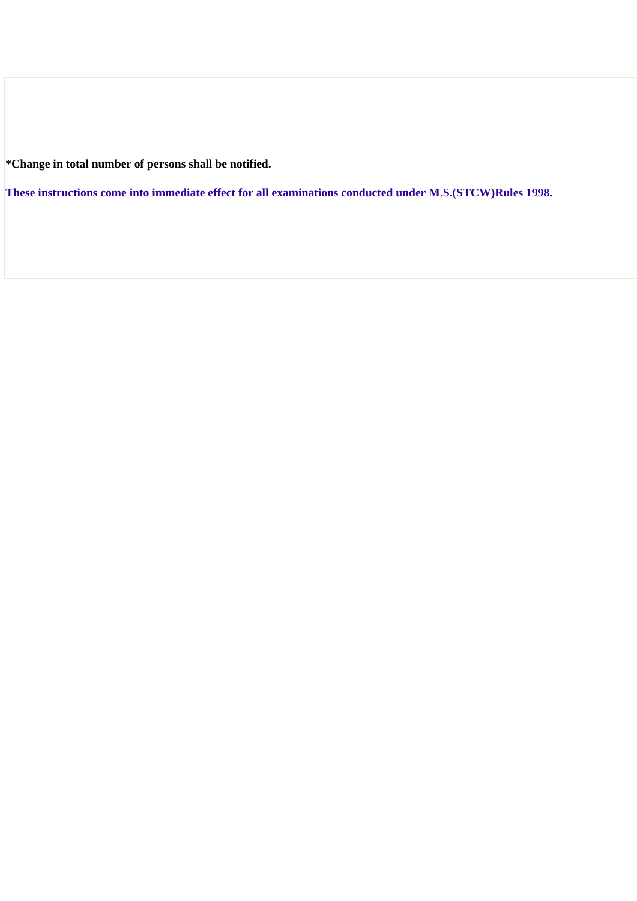**\*Change in total number of persons shall be notified.**

**These instructions come into immediate effect for all examinations conducted under M.S.(STCW)Rules 1998.**